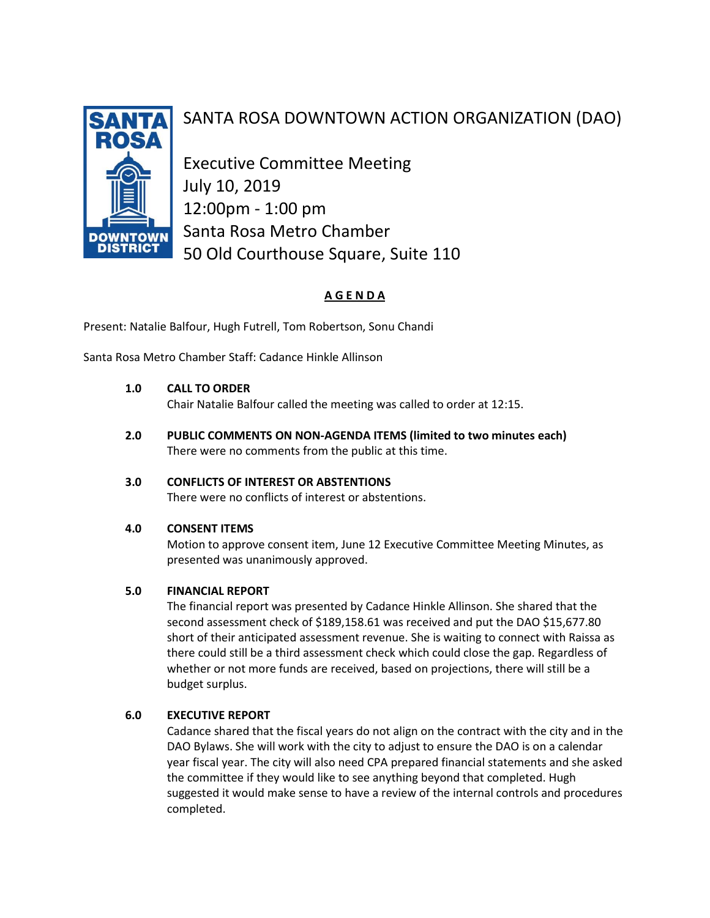# SANTA ROSA DOWNTOWN ACTION ORGANIZATION (DAO)

Executive Committee Meeting
July 10, 2019
12:00pm - 1:00 pm
Santa Rosa Metro Chamber
50 Old Courthouse Square, Suite 110

## AGENDA

Present: Natalie Balfour, Hugh Futrell, Tom Robertson, Sonu Chandi

Santa Rosa Metro Chamber Staff: Cadance Hinkle Allinson

**1.0 CALL TO ORDER**

Chair Natalie Balfour called the meeting was called to order at 12:15.

**2.0 PUBLIC COMMENTS ON NON-AGENDA ITEMS (limited to two minutes each)**

There were no comments from the public at this time.

**3.0 CONFLICTS OF INTEREST OR ABSTENTIONS**

There were no conflicts of interest or abstentions.

**4.0 CONSENT ITEMS**

Motion to approve consent item, June 12 Executive Committee Meeting Minutes, as presented was unanimously approved.

**5.0 FINANCIAL REPORT**

The financial report was presented by Cadance Hinkle Allinson. She shared that the second assessment check of $189,158.61 was received and put the DAO $15,677.80 short of their anticipated assessment revenue. She is waiting to connect with Raissa as there could still be a third assessment check which could close the gap. Regardless of whether or not more funds are received, based on projections, there will still be a budget surplus.

**6.0 EXECUTIVE REPORT**

Cadance shared that the fiscal years do not align on the contract with the city and in the DAO Bylaws. She will work with the city to adjust to ensure the DAO is on a calendar year fiscal year. The city will also need CPA prepared financial statements and she asked the committee if they would like to see anything beyond that completed. Hugh suggested it would make sense to have a review of the internal controls and procedures completed.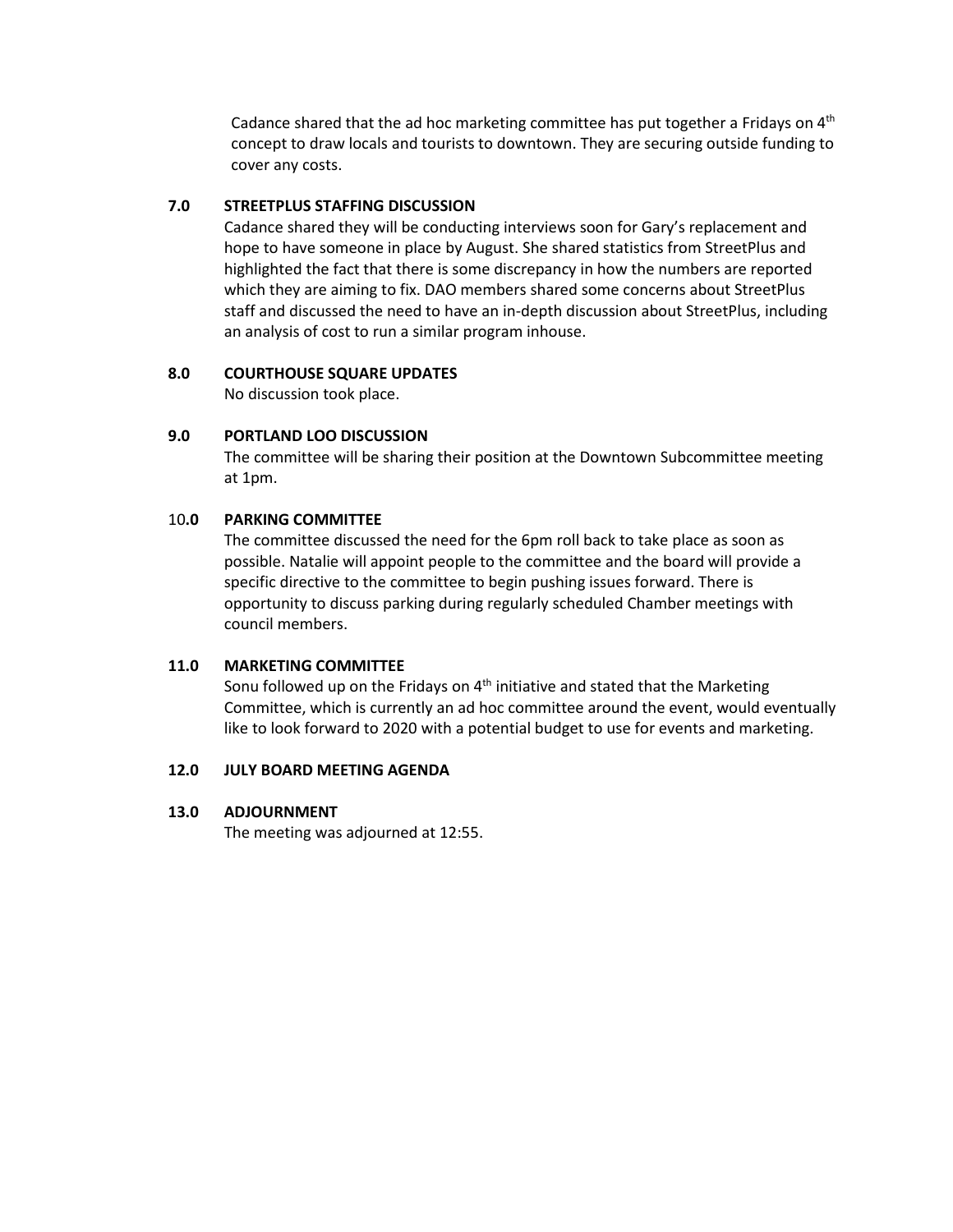Cadance shared that the ad hoc marketing committee has put together a Fridays on 4th concept to draw locals and tourists to downtown. They are securing outside funding to cover any costs.

**7.0 STREETPLUS STAFFING DISCUSSION**

Cadance shared they will be conducting interviews soon for Gary's replacement and hope to have someone in place by August. She shared statistics from StreetPlus and highlighted the fact that there is some discrepancy in how the numbers are reported which they are aiming to fix. DAO members shared some concerns about StreetPlus staff and discussed the need to have an in-depth discussion about StreetPlus, including an analysis of cost to run a similar program inhouse.

**8.0 COURTHOUSE SQUARE UPDATES**

No discussion took place.

**9.0 PORTLAND LOO DISCUSSION**

The committee will be sharing their position at the Downtown Subcommittee meeting at 1pm.

**10.0 PARKING COMMITTEE**

The committee discussed the need for the 6pm roll back to take place as soon as possible. Natalie will appoint people to the committee and the board will provide a specific directive to the committee to begin pushing issues forward. There is opportunity to discuss parking during regularly scheduled Chamber meetings with council members.

**11.0 MARKETING COMMITTEE**

Sonu followed up on the Fridays on 4th initiative and stated that the Marketing Committee, which is currently an ad hoc committee around the event, would eventually like to look forward to 2020 with a potential budget to use for events and marketing.

**12.0 JULY BOARD MEETING AGENDA**

**13.0 ADJOURNMENT**

The meeting was adjourned at 12:55.